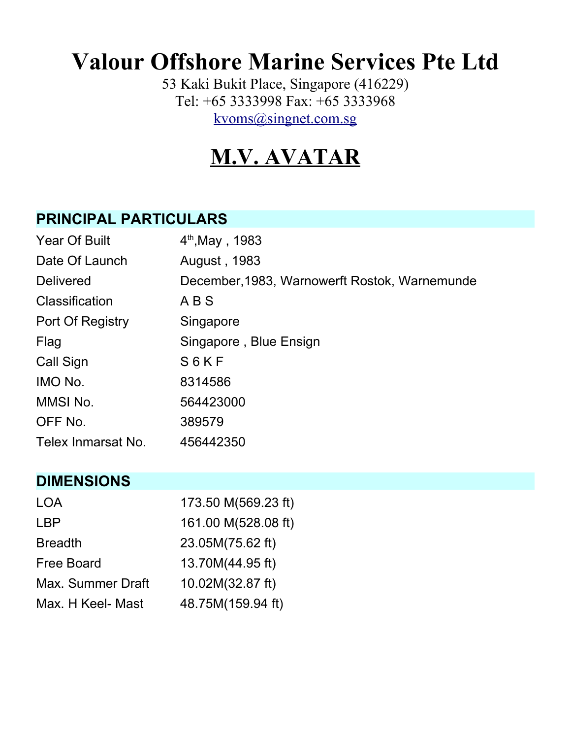# Valour Offshore Marine Services Pte Ltd

53 Kaki Bukit Place, Singapore (416229)
Tel: +65 3333998 Fax: +65 3333968
kvoms@singnet.com.sg

# M.V. AVATAR

## PRINCIPAL PARTICULARS

| | |
|---|---|
| Year Of Built | 4th,May , 1983 |
| Date Of Launch | August , 1983 |
| Delivered | December,1983, Warnowerft Rostok, Warnemunde |
| Classification | A B S |
| Port Of Registry | Singapore |
| Flag | Singapore , Blue Ensign |
| Call Sign | S 6 K F |
| IMO No. | 8314586 |
| MMSI No. | 564423000 |
| OFF No. | 389579 |
| Telex Inmarsat No. | 456442350 |

## DIMENSIONS

| | |
|---|---|
| LOA | 173.50 M(569.23 ft) |
| LBP | 161.00 M(528.08 ft) |
| Breadth | 23.05M(75.62 ft) |
| Free Board | 13.70M(44.95 ft) |
| Max. Summer Draft | 10.02M(32.87 ft) |
| Max. H Keel- Mast | 48.75M(159.94 ft) |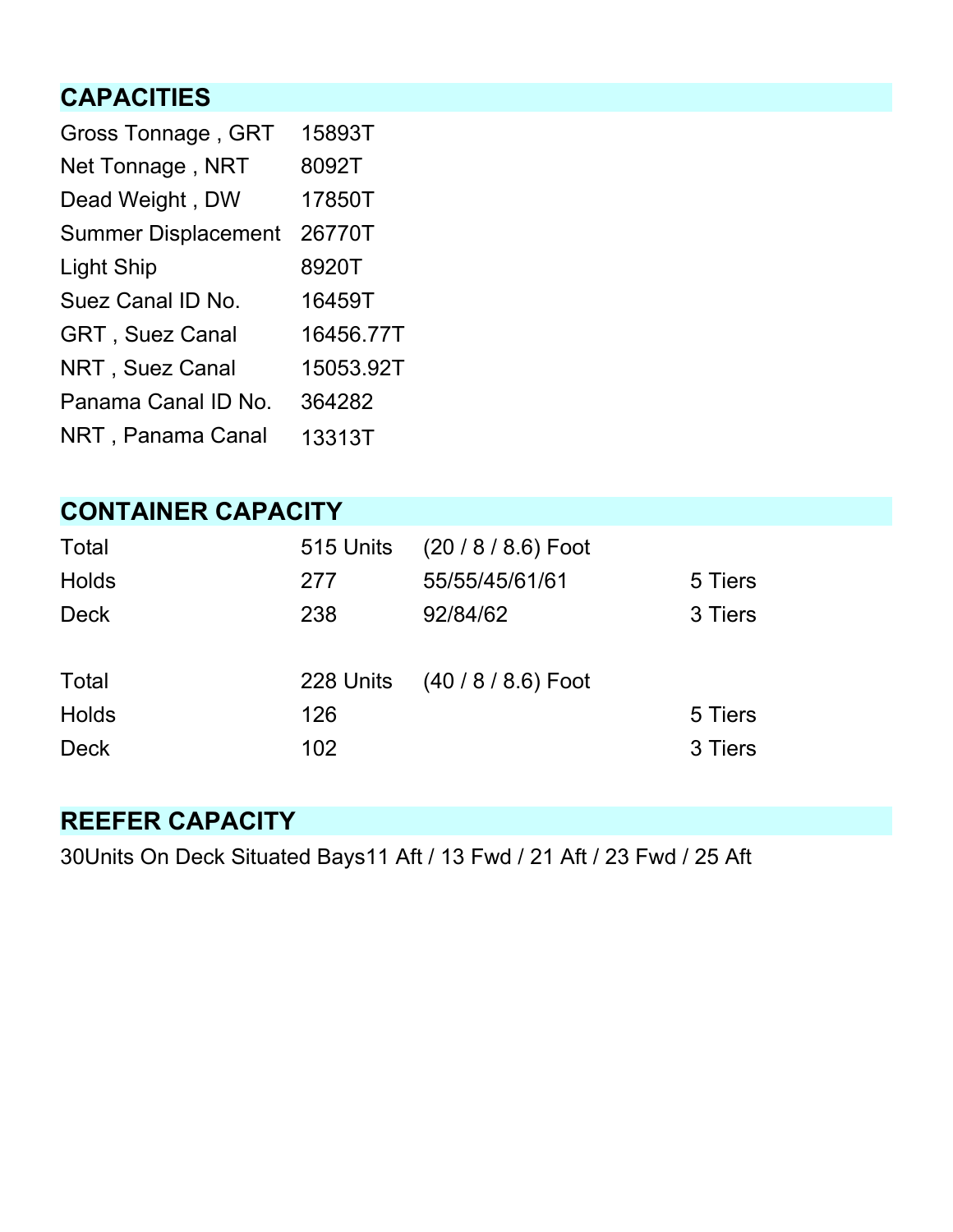## CAPACITIES

| | |
|---|---|
| Gross Tonnage , GRT | 15893T |
| Net Tonnage , NRT | 8092T |
| Dead Weight , DW | 17850T |
| Summer Displacement | 26770T |
| Light Ship | 8920T |
| Suez Canal ID No. | 16459T |
| GRT , Suez Canal | 16456.77T |
| NRT , Suez Canal | 15053.92T |
| Panama Canal ID No. | 364282 |
| NRT , Panama Canal | 13313T |

## CONTAINER CAPACITY

| | | | |
|---|---|---|---|
| Total | 515 Units | (20 / 8 / 8.6) Foot | |
| Holds | 277 | 55/55/45/61/61 | 5 Tiers |
| Deck | 238 | 92/84/62 | 3 Tiers |
| | | | |
| Total | 228 Units | (40 / 8 / 8.6) Foot | |
| Holds | 126 | | 5 Tiers |
| Deck | 102 | | 3 Tiers |

## REEFER CAPACITY

30Units On Deck Situated Bays11 Aft / 13 Fwd / 21 Aft / 23 Fwd / 25 Aft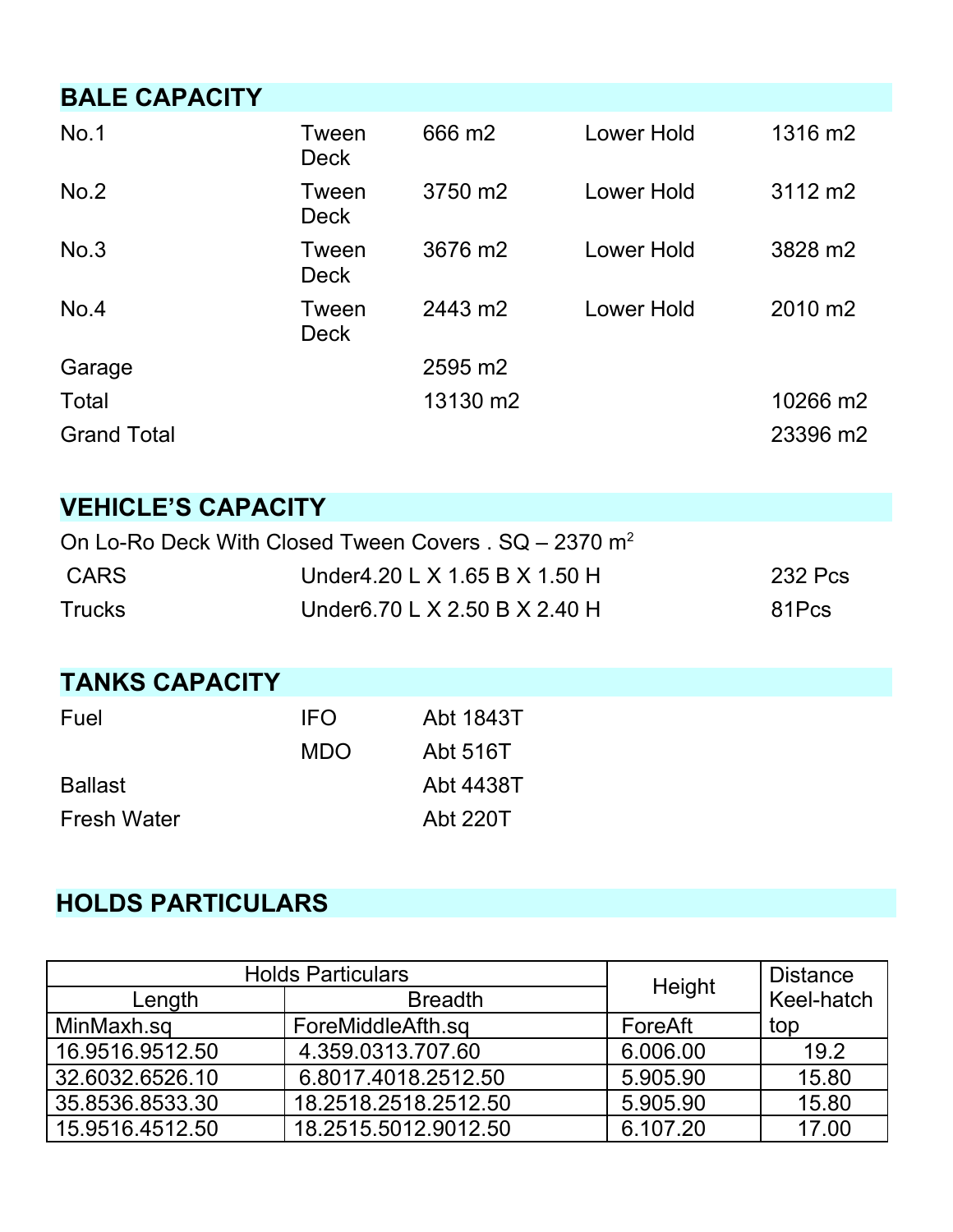## BALE CAPACITY

| | | | | |
|---|---|---|---|---|
| No.1 | Tween Deck | 666 m2 | Lower Hold | 1316 m2 |
| No.2 | Tween Deck | 3750 m2 | Lower Hold | 3112 m2 |
| No.3 | Tween Deck | 3676 m2 | Lower Hold | 3828 m2 |
| No.4 | Tween Deck | 2443 m2 | Lower Hold | 2010 m2 |
| Garage | | 2595 m2 | | |
| Total | | 13130 m2 | | 10266 m2 |
| Grand Total | | | | 23396 m2 |

## VEHICLE'S CAPACITY

On Lo-Ro Deck With Closed Tween Covers . SQ – 2370 $m^2$

| | | |
|---|---|---|
| CARS | Under4.20 L X 1.65 B X 1.50 H | 232 Pcs |
| Trucks | Under6.70 L X 2.50 B X 2.40 H | 81Pcs |

## TANKS CAPACITY

| | | |
|---|---|---|
| Fuel | IFO | Abt 1843T |
| | MDO | Abt 516T |
| Ballast | | Abt 4438T |
| Fresh Water | | Abt 220T |

## HOLDS PARTICULARS

| Holds Particulars | | Height | Distance Keel-hatch top |
|---|---|---|---|
| Length | Breadth | | |
| MinMaxh.sq | ForeMiddleAfth.sq | ForeAft | |
| 16.9516.9512.50 | 4.359.0313.707.60 | 6.006.00 | 19.2 |
| 32.6032.6526.10 | 6.8017.4018.2512.50 | 5.905.90 | 15.80 |
| 35.8536.8533.30 | 18.2518.2518.2512.50 | 5.905.90 | 15.80 |
| 15.9516.4512.50 | 18.2515.5012.9012.50 | 6.107.20 | 17.00 |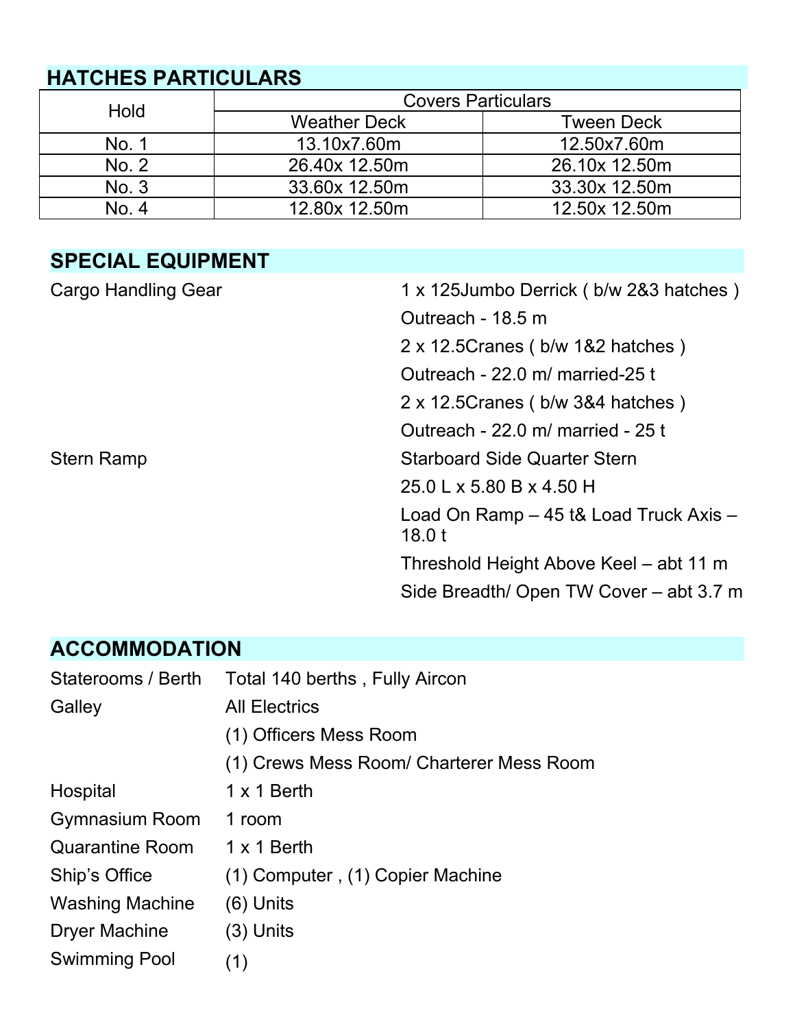## HATCHES PARTICULARS

| Hold | Covers Particulars | |
|---|---|---|
| | Weather Deck | Tween Deck |
| No. 1 | 13.10x7.60m | 12.50x7.60m |
| No. 2 | 26.40x 12.50m | 26.10x 12.50m |
| No. 3 | 33.60x 12.50m | 33.30x 12.50m |
| No. 4 | 12.80x 12.50m | 12.50x 12.50m |

## SPECIAL EQUIPMENT

| | |
|---|---|
| Cargo Handling Gear | 1 x 125Jumbo Derrick ( b/w 2&3 hatches ) |
| | Outreach - 18.5 m |
| | 2 x 12.5Cranes ( b/w 1&2 hatches ) |
| | Outreach - 22.0 m/ married-25 t |
| | 2 x 12.5Cranes ( b/w 3&4 hatches ) |
| | Outreach - 22.0 m/ married - 25 t |
| Stern Ramp | Starboard Side Quarter Stern |
| | 25.0 L x 5.80 B x 4.50 H |
| | Load On Ramp – 45 t& Load Truck Axis – 18.0 t |
| | Threshold Height Above Keel – abt 11 m |
| | Side Breadth/ Open TW Cover – abt 3.7 m |

## ACCOMMODATION

| | |
|---|---|
| Staterooms / Berth | Total 140 berths , Fully Aircon |
| Galley | All Electrics |
| | (1) Officers Mess Room |
| | (1) Crews Mess Room/ Charterer Mess Room |
| Hospital | 1 x 1 Berth |
| Gymnasium Room | 1 room |
| Quarantine Room | 1 x 1 Berth |
| Ship's Office | (1) Computer , (1) Copier Machine |
| Washing Machine | (6) Units |
| Dryer Machine | (3) Units |
| Swimming Pool | (1) |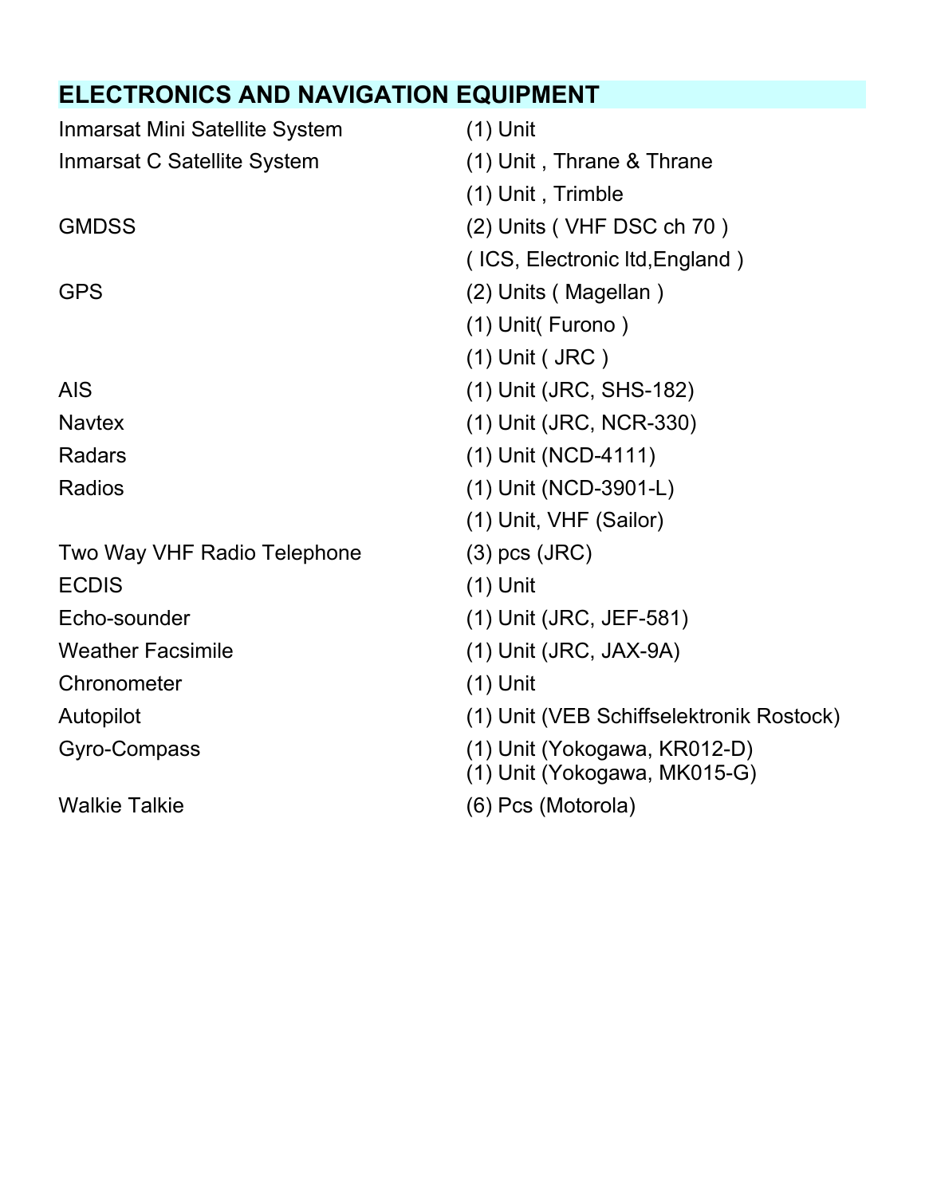## ELECTRONICS AND NAVIGATION EQUIPMENT

| | |
|---|---|
| Inmarsat Mini Satellite System | (1) Unit |
| Inmarsat C Satellite System | (1) Unit , Thrane & Thrane |
| | (1) Unit , Trimble |
| GMDSS | (2) Units ( VHF DSC ch 70 ) |
| | ( ICS, Electronic ltd,England ) |
| GPS | (2) Units ( Magellan ) |
| | (1) Unit( Furono ) |
| | (1) Unit ( JRC ) |
| AIS | (1) Unit (JRC, SHS-182) |
| Navtex | (1) Unit (JRC, NCR-330) |
| Radars | (1) Unit (NCD-4111) |
| Radios | (1) Unit (NCD-3901-L) |
| | (1) Unit, VHF (Sailor) |
| Two Way VHF Radio Telephone | (3) pcs (JRC) |
| ECDIS | (1) Unit |
| Echo-sounder | (1) Unit (JRC, JEF-581) |
| Weather Facsimile | (1) Unit (JRC, JAX-9A) |
| Chronometer | (1) Unit |
| Autopilot | (1) Unit (VEB Schiffselektronik Rostock) |
| Gyro-Compass | (1) Unit (Yokogawa, KR012-D) |
| | (1) Unit (Yokogawa, MK015-G) |
| Walkie Talkie | (6) Pcs (Motorola) |